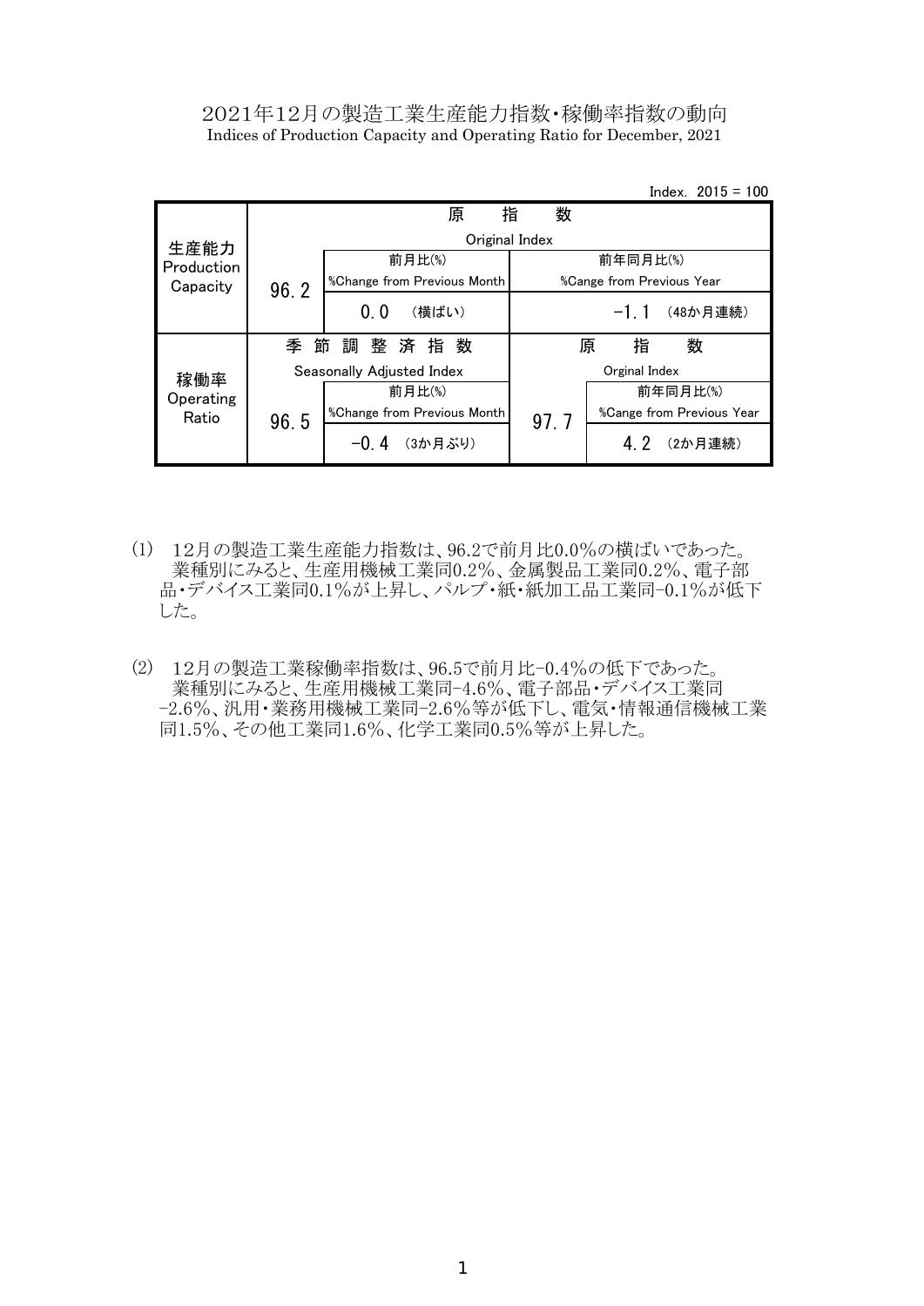# 2021年12月の製造工業生産能力指数・稼働率指数の動向

Indices of Production Capacity and Operating Ratio for December, 2021

Index. 2015 = 100

| | 原指数 Original Index | | | | |
|---|---|---|---|---|---|
| 生産能力 Production Capacity | 96.2 | 前月比(%) %Change from Previous Month | | 前年同月比(%) %Cange from Previous Year | |
| | | 0.0 （横ばい） | | -1.1 （48か月連続） | |
| | **季節調整済指数 Seasonally Adjusted Index** | | **原指数 Orginal Index** | | |
| 稼働率 Operating Ratio | 96.5 | 前月比(%) %Change from Previous Month | 97.7 | 前年同月比(%) %Cange from Previous Year | |
| | | -0.4 （3か月ぶり） | | 4.2 （2か月連続） | |

(1) 12月の製造工業生産能力指数は、96.2で前月比0.0%の横ばいであった。
業種別にみると、生産用機械工業同0.2%、金属製品工業同0.2%、電子部品・デバイス工業同0.1%が上昇し、パルプ・紙・紙加工品工業同-0.1%が低下した。

(2) 12月の製造工業稼働率指数は、96.5で前月比-0.4%の低下であった。
業種別にみると、生産用機械工業同-4.6%、電子部品・デバイス工業同-2.6%、汎用・業務用機械工業同-2.6%等が低下し、電気・情報通信機械工業同1.5%、その他工業同1.6%、化学工業同0.5%等が上昇した。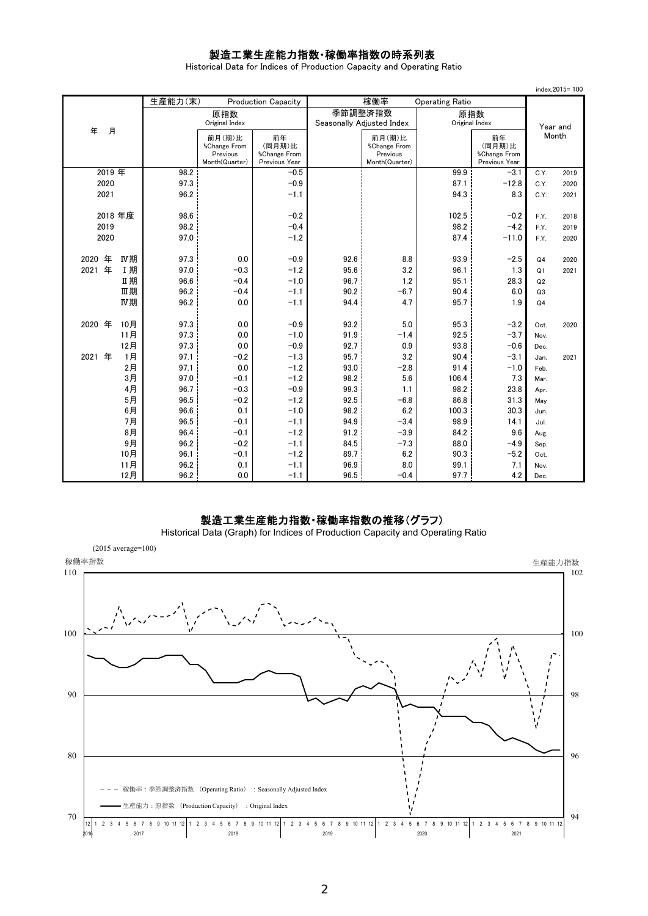# 製造工業生産能力指数・稼働率指数の時系列表

Historical Data for Indices of Production Capacity and Operating Ratio

index,2015= 100

| 年　月 | 生産能力(末) Production Capacity 原指数 Original Index | 前月(期)比 %Change From Previous Month(Quarter) | 前年(同月期)比 %Change From Previous Year | 稼働率 Operating Ratio 季節調整済指数 Seasonally Adjusted Index | 前月(期)比 %Change From Previous Month(Quarter) | 原指数 Original Index | 前年(同月期)比 %Change From Previous Year | Year and Month | |
|---|---|---|---|---|---|---|---|---|---|
| 2019 年 | 98.2 | | −0.5 | | | 99.9 | −3.1 | C.Y. | 2019 |
| 2020 | 97.3 | | −0.9 | | | 87.1 | −12.8 | C.Y. | 2020 |
| 2021 | 96.2 | | −1.1 | | | 94.3 | 8.3 | C.Y. | 2021 |
| 2018 年度 | 98.6 | | −0.2 | | | 102.5 | −0.2 | F.Y. | 2018 |
| 2019 | 98.2 | | −0.4 | | | 98.2 | −4.2 | F.Y. | 2019 |
| 2020 | 97.0 | | −1.2 | | | 87.4 | −11.0 | F.Y. | 2020 |
| 2020 年 Ⅳ期 | 97.3 | 0.0 | −0.9 | 92.6 | 8.8 | 93.9 | −2.5 | Q4 | 2020 |
| 2021 年 Ⅰ期 | 97.0 | −0.3 | −1.2 | 95.6 | 3.2 | 96.1 | 1.3 | Q1 | 2021 |
| Ⅱ期 | 96.6 | −0.4 | −1.0 | 96.7 | 1.2 | 95.1 | 28.3 | Q2 | |
| Ⅲ期 | 96.2 | −0.4 | −1.1 | 90.2 | −6.7 | 90.4 | 6.0 | Q3 | |
| Ⅳ期 | 96.2 | 0.0 | −1.1 | 94.4 | 4.7 | 95.7 | 1.9 | Q4 | |
| 2020 年 10月 | 97.3 | 0.0 | −0.9 | 93.2 | 5.0 | 95.3 | −3.2 | Oct. | 2020 |
| 11月 | 97.3 | 0.0 | −1.0 | 91.9 | −1.4 | 92.5 | −3.7 | Nov. | |
| 12月 | 97.3 | 0.0 | −0.9 | 92.7 | 0.9 | 93.8 | −0.6 | Dec. | |
| 2021 年 1月 | 97.1 | −0.2 | −1.3 | 95.7 | 3.2 | 90.4 | −3.1 | Jan. | 2021 |
| 2月 | 97.1 | 0.0 | −1.2 | 93.0 | −2.8 | 91.4 | −1.0 | Feb. | |
| 3月 | 97.0 | −0.1 | −1.2 | 98.2 | 5.6 | 106.4 | 7.3 | Mar. | |
| 4月 | 96.7 | −0.3 | −0.9 | 99.3 | 1.1 | 98.2 | 23.8 | Apr. | |
| 5月 | 96.5 | −0.2 | −1.2 | 92.5 | −6.8 | 86.8 | 31.3 | May | |
| 6月 | 96.6 | 0.1 | −1.0 | 98.2 | 6.2 | 100.3 | 30.3 | Jun. | |
| 7月 | 96.5 | −0.1 | −1.1 | 94.9 | −3.4 | 98.9 | 14.1 | Jul. | |
| 8月 | 96.4 | −0.1 | −1.2 | 91.2 | −3.9 | 84.2 | 9.6 | Aug. | |
| 9月 | 96.2 | −0.2 | −1.1 | 84.5 | −7.3 | 88.0 | −4.9 | Sep. | |
| 10月 | 96.1 | −0.1 | −1.2 | 89.7 | 6.2 | 90.3 | −5.2 | Oct. | |
| 11月 | 96.2 | 0.1 | −1.1 | 96.9 | 8.0 | 99.1 | 7.1 | Nov. | |
| 12月 | 96.2 | 0.0 | −1.1 | 96.5 | −0.4 | 97.7 | 4.2 | Dec. | |

# 製造工業生産能力指数・稼働率指数の推移(グラフ)

Historical Data (Graph) for Indices of Production Capacity and Operating Ratio

(2015 average=100)

稼働率指数 / 生産能力指数

- - - 稼働率：季節調整済指数 (Operating Ratio) : Seasonally Adjusted Index

—— 生産能力：原指数 (Production Capacity) : Original Index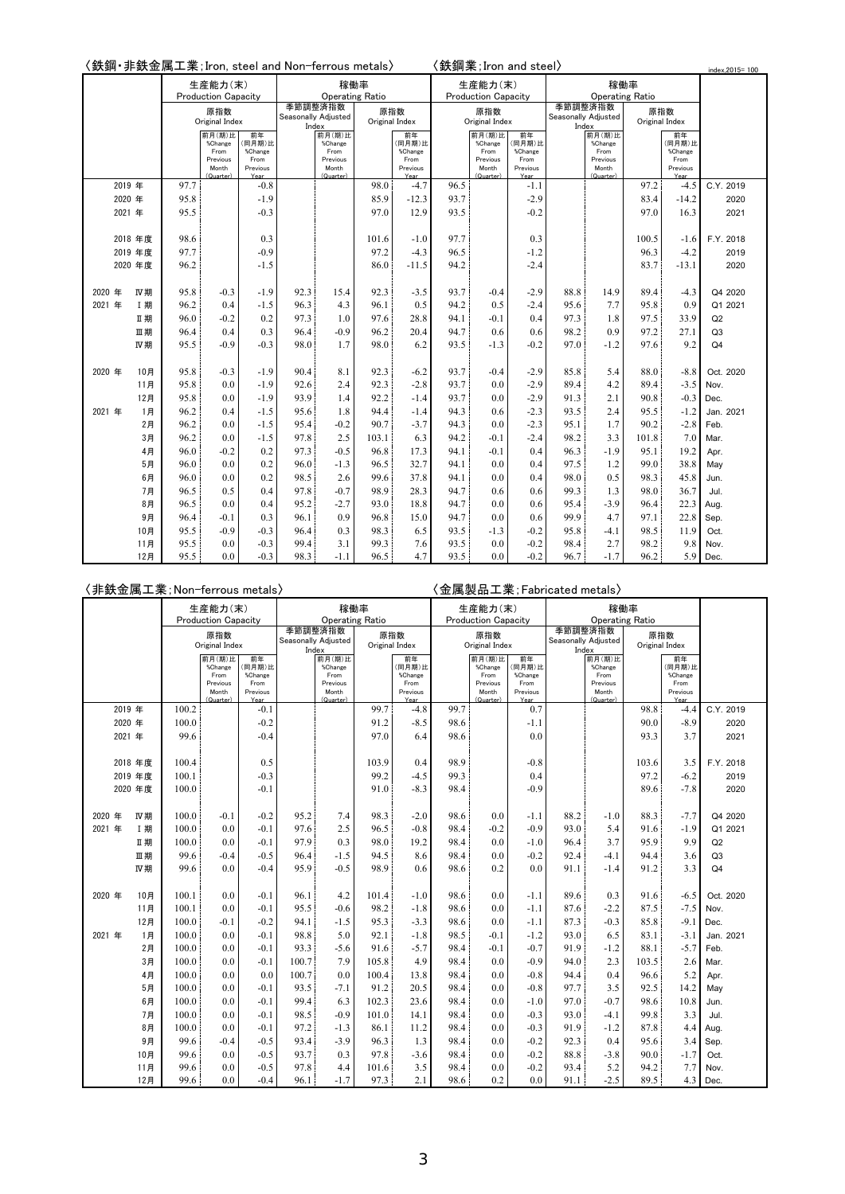〈鉄鋼・非鉄金属工業;Iron, steel and Non-ferrous metals〉　〈鉄鋼業;Iron and steel〉

index,2015=100

| | 生産能力(末) Production Capacity 原指数 Original Index | 前月(期)比 %Change From Previous Month (Quarter) | 前年(同月期)比 %Change From Previous Year | 稼働率 Operating Ratio 季節調整済指数 Seasonally Adjusted Index | 前月(期)比 %Change From Previous Month (Quarter) | 原指数 Original Index | 前年(同月期)比 %Change From Previous Year | 生産能力(末) Production Capacity 原指数 Original Index | 前月(期)比 %Change From Previous Month (Quarter) | 前年(同月期)比 %Change From Previous Year | 稼働率 Operating Ratio 季節調整済指数 Seasonally Adjusted Index | 前月(期)比 %Change From Previous Month (Quarter) | 原指数 Original Index | 前年(同月期)比 %Change From Previous Year | |
|---|---|---|---|---|---|---|---|---|---|---|---|---|---|---|---|
| 2019 年 | 97.7 | | -0.8 | | | 98.0 | -4.7 | 96.5 | | -1.1 | | | 97.2 | -4.5 | C.Y. 2019 |
| 2020 年 | 95.8 | | -1.9 | | | 85.9 | -12.3 | 93.7 | | -2.9 | | | 83.4 | -14.2 | 2020 |
| 2021 年 | 95.5 | | -0.3 | | | 97.0 | 12.9 | 93.5 | | -0.2 | | | 97.0 | 16.3 | 2021 |
| 2018 年度 | 98.6 | | 0.3 | | | 101.6 | -1.0 | 97.7 | | 0.3 | | | 100.5 | -1.6 | F.Y. 2018 |
| 2019 年度 | 97.7 | | -0.9 | | | 97.2 | -4.3 | 96.5 | | -1.2 | | | 96.3 | -4.2 | 2019 |
| 2020 年度 | 96.2 | | -1.5 | | | 86.0 | -11.5 | 94.2 | | -2.4 | | | 83.7 | -13.1 | 2020 |
| 2020 年 Ⅳ期 | 95.8 | -0.3 | -1.9 | 92.3 | 15.4 | 92.3 | -3.5 | 93.7 | -0.4 | -2.9 | 88.8 | 14.9 | 89.4 | -4.3 | Q4 2020 |
| 2021 年 Ⅰ期 | 96.2 | 0.4 | -1.5 | 96.3 | 4.3 | 96.1 | 0.5 | 94.2 | 0.5 | -2.4 | 95.6 | 7.7 | 95.8 | 0.9 | Q1 2021 |
| Ⅱ期 | 96.0 | -0.2 | 0.2 | 97.3 | 1.0 | 97.6 | 28.8 | 94.1 | -0.1 | 0.4 | 97.3 | 1.8 | 97.5 | 33.9 | Q2 |
| Ⅲ期 | 96.4 | 0.4 | 0.3 | 96.4 | -0.9 | 96.2 | 20.4 | 94.7 | 0.6 | 0.6 | 98.2 | 0.9 | 97.2 | 27.1 | Q3 |
| Ⅳ期 | 95.5 | -0.9 | -0.3 | 98.0 | 1.7 | 98.0 | 6.2 | 93.5 | -1.3 | -0.2 | 97.0 | -1.2 | 97.6 | 9.2 | Q4 |
| 2020 年 10月 | 95.8 | -0.3 | -1.9 | 90.4 | 8.1 | 92.3 | -6.2 | 93.7 | -0.4 | -2.9 | 85.8 | 5.4 | 88.0 | -8.8 | Oct. 2020 |
| 11月 | 95.8 | 0.0 | -1.9 | 92.6 | 2.4 | 92.3 | -2.8 | 93.7 | 0.0 | -2.9 | 89.4 | 4.2 | 89.4 | -3.5 | Nov. |
| 12月 | 95.8 | 0.0 | -1.9 | 93.9 | 1.4 | 92.2 | -1.4 | 93.7 | 0.0 | -2.9 | 91.3 | 2.1 | 90.8 | -0.3 | Dec. |
| 2021 年 1月 | 96.2 | 0.4 | -1.5 | 95.6 | 1.8 | 94.4 | -1.4 | 94.3 | 0.6 | -2.3 | 93.5 | 2.4 | 95.5 | -1.2 | Jan. 2021 |
| 2月 | 96.2 | 0.0 | -1.5 | 95.4 | -0.2 | 90.7 | -3.7 | 94.3 | 0.0 | -2.3 | 95.1 | 1.7 | 90.2 | -2.8 | Feb. |
| 3月 | 96.2 | 0.0 | -1.5 | 97.8 | 2.5 | 103.1 | 6.3 | 94.2 | -0.1 | -2.4 | 98.2 | 3.3 | 101.8 | 7.0 | Mar. |
| 4月 | 96.0 | -0.2 | 0.2 | 97.3 | -0.5 | 96.8 | 17.3 | 94.1 | -0.1 | 0.4 | 96.3 | -1.9 | 95.1 | 19.2 | Apr. |
| 5月 | 96.0 | 0.0 | 0.2 | 96.0 | -1.3 | 96.5 | 32.7 | 94.1 | 0.0 | 0.4 | 97.5 | 1.2 | 99.0 | 38.8 | May |
| 6月 | 96.0 | 0.0 | 0.2 | 98.5 | 2.6 | 99.6 | 37.8 | 94.1 | 0.0 | 0.4 | 98.0 | 0.5 | 98.3 | 45.8 | Jun. |
| 7月 | 96.5 | 0.5 | 0.4 | 97.8 | -0.7 | 98.9 | 28.3 | 94.7 | 0.6 | 0.6 | 99.3 | 1.3 | 98.0 | 36.7 | Jul. |
| 8月 | 96.5 | 0.0 | 0.4 | 95.2 | -2.7 | 93.0 | 18.8 | 94.7 | 0.0 | 0.6 | 95.4 | -3.9 | 96.4 | 22.3 | Aug. |
| 9月 | 96.4 | -0.1 | 0.3 | 96.1 | 0.9 | 96.8 | 15.0 | 94.7 | 0.0 | 0.6 | 99.9 | 4.7 | 97.1 | 22.8 | Sep. |
| 10月 | 95.5 | -0.9 | -0.3 | 96.4 | 0.3 | 98.3 | 6.5 | 93.5 | -1.3 | -0.2 | 95.8 | -4.1 | 98.5 | 11.9 | Oct. |
| 11月 | 95.5 | 0.0 | -0.3 | 99.4 | 3.1 | 99.3 | 7.6 | 93.5 | 0.0 | -0.2 | 98.4 | 2.7 | 98.2 | 9.8 | Nov. |
| 12月 | 95.5 | 0.0 | -0.3 | 98.3 | -1.1 | 96.5 | 4.7 | 93.5 | 0.0 | -0.2 | 96.7 | -1.7 | 96.2 | 5.9 | Dec. |

〈非鉄金属工業;Non-ferrous metals〉　〈金属製品工業;Fabricated metals〉

| | 生産能力(末) Production Capacity 原指数 Original Index | 前月(期)比 %Change From Previous Month (Quarter) | 前年(同月期)比 %Change From Previous Year | 稼働率 Operating Ratio 季節調整済指数 Seasonally Adjusted Index | 前月(期)比 %Change From Previous Month (Quarter) | 原指数 Original Index | 前年(同月期)比 %Change From Previous Year | 生産能力(末) Production Capacity 原指数 Original Index | 前月(期)比 %Change From Previous Month (Quarter) | 前年(同月期)比 %Change From Previous Year | 稼働率 Operating Ratio 季節調整済指数 Seasonally Adjusted Index | 前月(期)比 %Change From Previous Month (Quarter) | 原指数 Original Index | 前年(同月期)比 %Change From Previous Year | |
|---|---|---|---|---|---|---|---|---|---|---|---|---|---|---|---|
| 2019 年 | 100.2 | | -0.1 | | | 99.7 | -4.8 | 99.7 | | 0.7 | | | 98.8 | -4.4 | C.Y. 2019 |
| 2020 年 | 100.0 | | -0.2 | | | 91.2 | -8.5 | 98.6 | | -1.1 | | | 90.0 | -8.9 | 2020 |
| 2021 年 | 99.6 | | -0.4 | | | 97.0 | 6.4 | 98.6 | | 0.0 | | | 93.3 | 3.7 | 2021 |
| 2018 年度 | 100.4 | | 0.5 | | | 103.9 | 0.4 | 98.9 | | -0.8 | | | 103.6 | 3.5 | F.Y. 2018 |
| 2019 年度 | 100.1 | | -0.3 | | | 99.2 | -4.5 | 99.3 | | 0.4 | | | 97.2 | -6.2 | 2019 |
| 2020 年度 | 100.0 | | -0.1 | | | 91.0 | -8.3 | 98.4 | | -0.9 | | | 89.6 | -7.8 | 2020 |
| 2020 年 Ⅳ期 | 100.0 | -0.1 | -0.2 | 95.2 | 7.4 | 98.3 | -2.0 | 98.6 | 0.0 | -1.1 | 88.2 | -1.0 | 88.3 | -7.7 | Q4 2020 |
| 2021 年 Ⅰ期 | 100.0 | 0.0 | -0.1 | 97.6 | 2.5 | 96.5 | -0.8 | 98.4 | -0.2 | -0.9 | 93.0 | 5.4 | 91.6 | -1.9 | Q1 2021 |
| Ⅱ期 | 100.0 | 0.0 | -0.1 | 97.9 | 0.3 | 98.0 | 19.2 | 98.4 | 0.0 | -1.0 | 96.4 | 3.7 | 95.9 | 9.9 | Q2 |
| Ⅲ期 | 99.6 | -0.4 | -0.5 | 96.4 | -1.5 | 94.5 | 8.6 | 98.4 | 0.0 | -0.2 | 92.4 | -4.1 | 94.4 | 3.6 | Q3 |
| Ⅳ期 | 99.6 | 0.0 | -0.4 | 95.9 | -0.5 | 98.9 | 0.6 | 98.6 | 0.2 | 0.0 | 91.1 | -1.4 | 91.2 | 3.3 | Q4 |
| 2020 年 10月 | 100.1 | 0.0 | -0.1 | 96.1 | 4.2 | 101.4 | -1.0 | 98.6 | 0.0 | -1.1 | 89.6 | 0.3 | 91.6 | -6.5 | Oct. 2020 |
| 11月 | 100.1 | 0.0 | -0.1 | 95.5 | -0.6 | 98.2 | -1.8 | 98.6 | 0.0 | -1.1 | 87.6 | -2.2 | 87.5 | -7.5 | Nov. |
| 12月 | 100.0 | -0.1 | -0.2 | 94.1 | -1.5 | 95.3 | -3.3 | 98.6 | 0.0 | -1.1 | 87.3 | -0.3 | 85.8 | -9.1 | Dec. |
| 2021 年 1月 | 100.0 | 0.0 | -0.1 | 98.8 | 5.0 | 92.1 | -1.8 | 98.5 | -0.1 | -1.2 | 93.0 | 6.5 | 83.1 | -3.1 | Jan. 2021 |
| 2月 | 100.0 | 0.0 | -0.1 | 93.3 | -5.6 | 91.6 | -5.7 | 98.4 | -0.1 | -0.7 | 91.9 | -1.2 | 88.1 | -5.7 | Feb. |
| 3月 | 100.0 | 0.0 | -0.1 | 100.7 | 7.9 | 105.8 | 4.9 | 98.4 | 0.0 | -0.9 | 94.0 | 2.3 | 103.5 | 2.6 | Mar. |
| 4月 | 100.0 | 0.0 | 0.0 | 100.7 | 0.0 | 100.4 | 13.8 | 98.4 | 0.0 | -0.8 | 94.4 | 0.4 | 96.6 | 5.2 | Apr. |
| 5月 | 100.0 | 0.0 | -0.1 | 93.5 | -7.1 | 91.2 | 20.5 | 98.4 | 0.0 | -0.8 | 97.7 | 3.5 | 92.5 | 14.2 | May |
| 6月 | 100.0 | 0.0 | -0.1 | 99.4 | 6.3 | 102.3 | 23.6 | 98.4 | 0.0 | -1.0 | 97.0 | -0.7 | 98.6 | 10.8 | Jun. |
| 7月 | 100.0 | 0.0 | -0.1 | 98.5 | -0.9 | 101.0 | 14.1 | 98.4 | 0.0 | -0.3 | 93.0 | -4.1 | 99.8 | 3.3 | Jul. |
| 8月 | 100.0 | 0.0 | -0.1 | 97.2 | -1.3 | 86.1 | 11.2 | 98.4 | 0.0 | -0.3 | 91.9 | -1.2 | 87.8 | 4.4 | Aug. |
| 9月 | 99.6 | -0.4 | -0.5 | 93.4 | -3.9 | 96.3 | 1.3 | 98.4 | 0.0 | -0.2 | 92.3 | 0.4 | 95.6 | 3.4 | Sep. |
| 10月 | 99.6 | 0.0 | -0.5 | 93.7 | 0.3 | 97.8 | -3.6 | 98.4 | 0.0 | -0.2 | 88.8 | -3.8 | 90.0 | -1.7 | Oct. |
| 11月 | 99.6 | 0.0 | -0.5 | 97.8 | 4.4 | 101.6 | 3.5 | 98.4 | 0.0 | -0.2 | 93.4 | 5.2 | 94.2 | 7.7 | Nov. |
| 12月 | 99.6 | 0.0 | -0.4 | 96.1 | -1.7 | 97.3 | 2.1 | 98.6 | 0.2 | 0.0 | 91.1 | -2.5 | 89.5 | 4.3 | Dec. |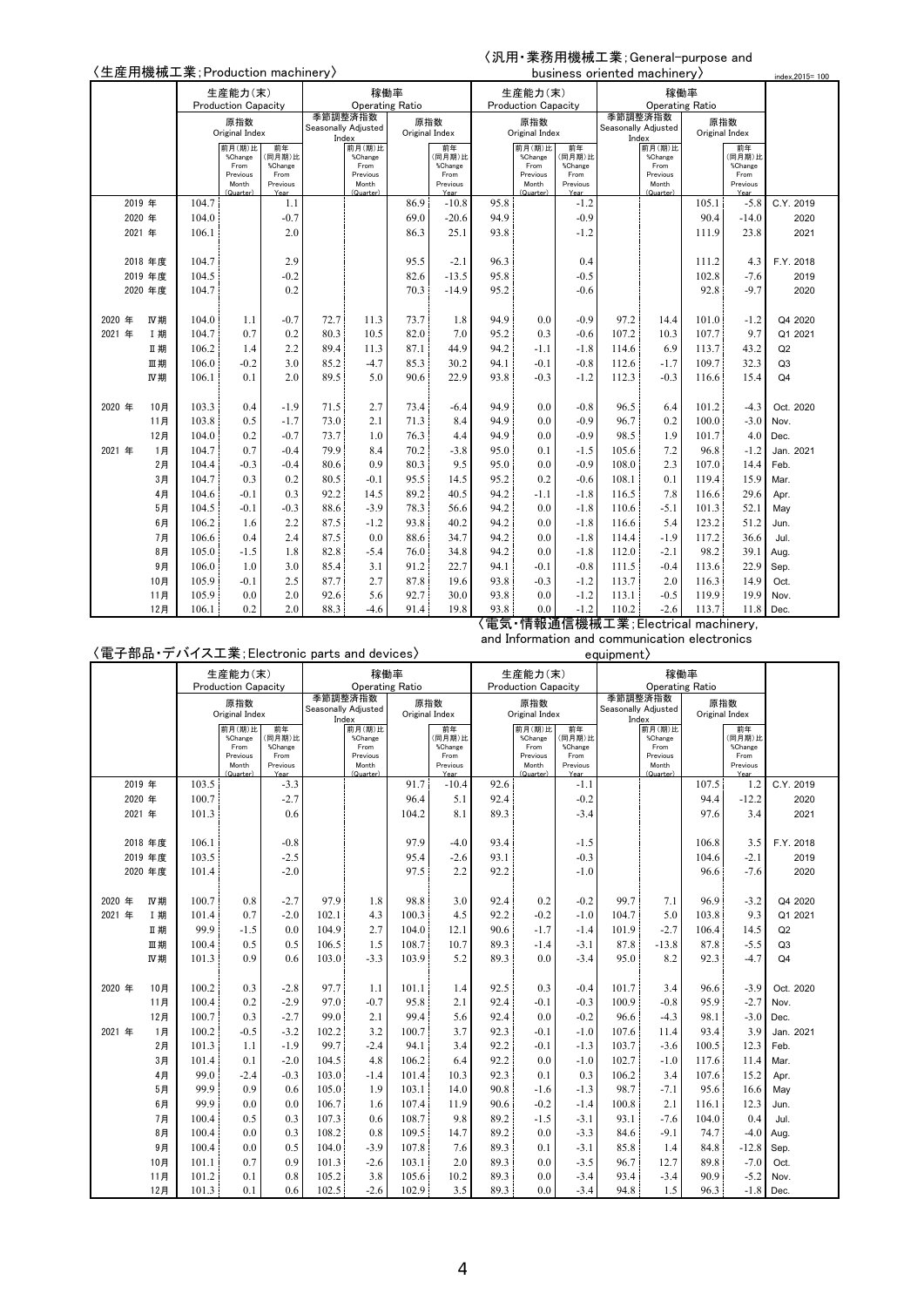index,2015=100

## 〈生産用機械工業;Production machinery〉 / 〈汎用・業務用機械工業;General-purpose and business oriented machinery〉

| | 生産能力(末) Production Capacity 原指数 Original Index | 前月(期)比 %Change From Previous Month (Quarter) | 前年(同月期)比 %Change From Previous Year | 稼働率 Operating Ratio 季節調整済指数 Seasonally Adjusted Index | 前月(期)比 %Change From Previous Month (Quarter) | 原指数 Original Index | 前年(同月期)比 %Change From Previous Year | 生産能力(末) Production Capacity 原指数 Original Index | 前月(期)比 %Change From Previous Month (Quarter) | 前年(同月期)比 %Change From Previous Year | 稼働率 Operating Ratio 季節調整済指数 Seasonally Adjusted Index | 前月(期)比 %Change From Previous Month (Quarter) | 原指数 Original Index | 前年(同月期)比 %Change From Previous Year | |
|---|---|---|---|---|---|---|---|---|---|---|---|---|---|---|---|
| 2019 年 | 104.7 | | 1.1 | | | 86.9 | -10.8 | 95.8 | | -1.2 | | | 105.1 | -5.8 | C.Y. 2019 |
| 2020 年 | 104.0 | | -0.7 | | | 69.0 | -20.6 | 94.9 | | -0.9 | | | 90.4 | -14.0 | 2020 |
| 2021 年 | 106.1 | | 2.0 | | | 86.3 | 25.1 | 93.8 | | -1.2 | | | 111.9 | 23.8 | 2021 |
| 2018 年度 | 104.7 | | 2.9 | | | 95.5 | -2.1 | 96.3 | | 0.4 | | | 111.2 | 4.3 | F.Y. 2018 |
| 2019 年度 | 104.5 | | -0.2 | | | 82.6 | -13.5 | 95.8 | | -0.5 | | | 102.8 | -7.6 | 2019 |
| 2020 年度 | 104.7 | | 0.2 | | | 70.3 | -14.9 | 95.2 | | -0.6 | | | 92.8 | -9.7 | 2020 |
| 2020 年 Ⅳ期 | 104.0 | 1.1 | -0.7 | 72.7 | 11.3 | 73.7 | 1.8 | 94.9 | 0.0 | -0.9 | 97.2 | 14.4 | 101.0 | -1.2 | Q4 2020 |
| 2021 年 Ⅰ期 | 104.7 | 0.7 | 0.2 | 80.3 | 10.5 | 82.0 | 7.0 | 95.2 | 0.3 | -0.6 | 107.2 | 10.3 | 107.7 | 9.7 | Q1 2021 |
| Ⅱ期 | 106.2 | 1.4 | 2.2 | 89.4 | 11.3 | 87.1 | 44.9 | 94.2 | -1.1 | -1.8 | 114.6 | 6.9 | 113.7 | 43.2 | Q2 |
| Ⅲ期 | 106.0 | -0.2 | 3.0 | 85.2 | -4.7 | 85.3 | 30.2 | 94.1 | -0.1 | -0.8 | 112.6 | -1.7 | 109.7 | 32.3 | Q3 |
| Ⅳ期 | 106.1 | 0.1 | 2.0 | 89.5 | 5.0 | 90.6 | 22.9 | 93.8 | -0.3 | -1.2 | 112.3 | -0.3 | 116.6 | 15.4 | Q4 |
| 2020 年 10月 | 103.3 | 0.4 | -1.9 | 71.5 | 2.7 | 73.4 | -6.4 | 94.9 | 0.0 | -0.8 | 96.5 | 6.4 | 101.2 | -4.3 | Oct. 2020 |
| 11月 | 103.8 | 0.5 | -1.7 | 73.0 | 2.1 | 71.3 | 8.4 | 94.9 | 0.0 | -0.9 | 96.7 | 0.2 | 100.0 | -3.0 | Nov. |
| 12月 | 104.0 | 0.2 | -0.7 | 73.7 | 1.0 | 76.3 | 4.4 | 94.9 | 0.0 | -0.9 | 98.5 | 1.9 | 101.7 | 4.0 | Dec. |
| 2021 年 1月 | 104.7 | 0.7 | -0.4 | 79.9 | 8.4 | 70.2 | -3.8 | 95.0 | 0.1 | -1.5 | 105.6 | 7.2 | 96.8 | -1.2 | Jan. 2021 |
| 2月 | 104.4 | -0.3 | -0.4 | 80.6 | 0.9 | 80.3 | 9.5 | 95.0 | 0.0 | -0.9 | 108.0 | 2.3 | 107.0 | 14.4 | Feb. |
| 3月 | 104.7 | 0.3 | 0.2 | 80.5 | -0.1 | 95.5 | 14.5 | 95.2 | 0.2 | -0.6 | 108.1 | 0.1 | 119.4 | 15.9 | Mar. |
| 4月 | 104.6 | -0.1 | 0.3 | 92.2 | 14.5 | 89.2 | 40.5 | 94.2 | -1.1 | -1.8 | 116.5 | 7.8 | 116.6 | 29.6 | Apr. |
| 5月 | 104.5 | -0.1 | -0.3 | 88.6 | -3.9 | 78.3 | 56.6 | 94.2 | 0.0 | -1.8 | 110.6 | -5.1 | 101.3 | 52.1 | May |
| 6月 | 106.2 | 1.6 | 2.2 | 87.5 | -1.2 | 93.8 | 40.2 | 94.2 | 0.0 | -1.8 | 116.6 | 5.4 | 123.2 | 51.2 | Jun. |
| 7月 | 106.6 | 0.4 | 2.4 | 87.5 | 0.0 | 88.6 | 34.7 | 94.2 | 0.0 | -1.8 | 114.4 | -1.9 | 117.2 | 36.6 | Jul. |
| 8月 | 105.0 | -1.5 | 1.8 | 82.8 | -5.4 | 76.0 | 34.8 | 94.2 | 0.0 | -1.8 | 112.0 | -2.1 | 98.2 | 39.1 | Aug. |
| 9月 | 106.0 | 1.0 | 3.0 | 85.4 | 3.1 | 91.2 | 22.7 | 94.1 | -0.1 | -0.8 | 111.5 | -0.4 | 113.6 | 22.9 | Sep. |
| 10月 | 105.9 | -0.1 | 2.5 | 87.7 | 2.7 | 87.8 | 19.6 | 93.8 | -0.3 | -1.2 | 113.7 | 2.0 | 116.3 | 14.9 | Oct. |
| 11月 | 105.9 | 0.0 | 2.0 | 92.6 | 5.6 | 92.7 | 30.0 | 93.8 | 0.0 | -1.2 | 113.1 | -0.5 | 119.9 | 19.9 | Nov. |
| 12月 | 106.1 | 0.2 | 2.0 | 88.3 | -4.6 | 91.4 | 19.8 | 93.8 | 0.0 | -1.2 | 110.2 | -2.6 | 113.7 | 11.8 | Dec. |

## 〈電子部品・デバイス工業;Electronic parts and devices〉 / 〈電気・情報通信機械工業;Electrical machinery, and Information and communication electronics equipment〉

| | 生産能力(末) Production Capacity 原指数 Original Index | 前月(期)比 %Change From Previous Month (Quarter) | 前年(同月期)比 %Change From Previous Year | 稼働率 Operating Ratio 季節調整済指数 Seasonally Adjusted Index | 前月(期)比 %Change From Previous Month (Quarter) | 原指数 Original Index | 前年(同月期)比 %Change From Previous Year | 生産能力(末) Production Capacity 原指数 Original Index | 前月(期)比 %Change From Previous Month (Quarter) | 前年(同月期)比 %Change From Previous Year | 稼働率 Operating Ratio 季節調整済指数 Seasonally Adjusted Index | 前月(期)比 %Change From Previous Month (Quarter) | 原指数 Original Index | 前年(同月期)比 %Change From Previous Year | |
|---|---|---|---|---|---|---|---|---|---|---|---|---|---|---|---|
| 2019 年 | 103.5 | | -3.3 | | | 91.7 | -10.4 | 92.6 | | -1.1 | | | 107.5 | 1.2 | C.Y. 2019 |
| 2020 年 | 100.7 | | -2.7 | | | 96.4 | 5.1 | 92.4 | | -0.2 | | | 94.4 | -12.2 | 2020 |
| 2021 年 | 101.3 | | 0.6 | | | 104.2 | 8.1 | 89.3 | | -3.4 | | | 97.6 | 3.4 | 2021 |
| 2018 年度 | 106.1 | | -0.8 | | | 97.9 | -4.0 | 93.4 | | -1.5 | | | 106.8 | 3.5 | F.Y. 2018 |
| 2019 年度 | 103.5 | | -2.5 | | | 95.4 | -2.6 | 93.1 | | -0.3 | | | 104.6 | -2.1 | 2019 |
| 2020 年度 | 101.4 | | -2.0 | | | 97.5 | 2.2 | 92.2 | | -1.0 | | | 96.6 | -7.6 | 2020 |
| 2020 年 Ⅳ期 | 100.7 | 0.8 | -2.7 | 97.9 | 1.8 | 98.8 | 3.0 | 92.4 | 0.2 | -0.2 | 99.7 | 7.1 | 96.9 | -3.2 | Q4 2020 |
| 2021 年 Ⅰ期 | 101.4 | 0.7 | -2.0 | 102.1 | 4.3 | 100.3 | 4.5 | 92.2 | -0.2 | -1.0 | 104.7 | 5.0 | 103.8 | 9.3 | Q1 2021 |
| Ⅱ期 | 99.9 | -1.5 | 0.0 | 104.9 | 2.7 | 104.0 | 12.1 | 90.6 | -1.7 | -1.4 | 101.9 | -2.7 | 106.4 | 14.5 | Q2 |
| Ⅲ期 | 100.4 | 0.5 | 0.5 | 106.5 | 1.5 | 108.7 | 10.7 | 89.3 | -1.4 | -3.1 | 87.8 | -13.8 | 87.8 | -5.5 | Q3 |
| Ⅳ期 | 101.3 | 0.9 | 0.6 | 103.0 | -3.3 | 103.9 | 5.2 | 89.3 | 0.0 | -3.4 | 95.0 | 8.2 | 92.3 | -4.7 | Q4 |
| 2020 年 10月 | 100.2 | 0.3 | -2.8 | 97.7 | 1.1 | 101.1 | 1.4 | 92.5 | 0.3 | -0.4 | 101.7 | 3.4 | 96.6 | -3.9 | Oct. 2020 |
| 11月 | 100.4 | 0.2 | -2.9 | 97.0 | -0.7 | 95.8 | 2.1 | 92.4 | -0.1 | -0.3 | 100.9 | -0.8 | 95.9 | -2.7 | Nov. |
| 12月 | 100.7 | 0.3 | -2.7 | 99.0 | 2.1 | 99.4 | 5.6 | 92.4 | 0.0 | -0.2 | 96.6 | -4.3 | 98.1 | -3.0 | Dec. |
| 2021 年 1月 | 100.2 | -0.5 | -3.2 | 102.2 | 3.2 | 100.7 | 3.7 | 92.3 | -0.1 | -1.0 | 107.6 | 11.4 | 93.4 | 3.9 | Jan. 2021 |
| 2月 | 101.3 | 1.1 | -1.9 | 99.7 | -2.4 | 94.1 | 3.4 | 92.2 | -0.1 | -1.3 | 103.7 | -3.6 | 100.5 | 12.3 | Feb. |
| 3月 | 101.4 | 0.1 | -2.0 | 104.5 | 4.8 | 106.2 | 6.4 | 92.2 | 0.0 | -1.0 | 102.7 | -1.0 | 117.6 | 11.4 | Mar. |
| 4月 | 99.0 | -2.4 | -0.3 | 103.0 | -1.4 | 101.4 | 10.3 | 92.3 | 0.1 | 0.3 | 106.2 | 3.4 | 107.6 | 15.2 | Apr. |
| 5月 | 99.9 | 0.9 | 0.6 | 105.0 | 1.9 | 103.1 | 14.0 | 90.8 | -1.6 | -1.3 | 98.7 | -7.1 | 95.6 | 16.6 | May |
| 6月 | 99.9 | 0.0 | 0.0 | 106.7 | 1.6 | 107.4 | 11.9 | 90.6 | -0.2 | -1.4 | 100.8 | 2.1 | 116.1 | 12.3 | Jun. |
| 7月 | 100.4 | 0.5 | 0.3 | 107.3 | 0.6 | 108.7 | 9.8 | 89.2 | -1.5 | -3.1 | 93.1 | -7.6 | 104.0 | 0.4 | Jul. |
| 8月 | 100.4 | 0.0 | 0.3 | 108.2 | 0.8 | 109.5 | 14.7 | 89.2 | 0.0 | -3.3 | 84.6 | -9.1 | 74.7 | -4.0 | Aug. |
| 9月 | 100.4 | 0.0 | 0.5 | 104.0 | -3.9 | 107.8 | 7.6 | 89.3 | 0.1 | -3.1 | 85.8 | 1.4 | 84.8 | -12.8 | Sep. |
| 10月 | 101.1 | 0.7 | 0.9 | 101.3 | -2.6 | 103.1 | 2.0 | 89.3 | 0.0 | -3.5 | 96.7 | 12.7 | 89.8 | -7.0 | Oct. |
| 11月 | 101.2 | 0.1 | 0.8 | 105.2 | 3.8 | 105.6 | 10.2 | 89.3 | 0.0 | -3.4 | 93.4 | -3.4 | 90.9 | -5.2 | Nov. |
| 12月 | 101.3 | 0.1 | 0.6 | 102.5 | -2.6 | 102.9 | 3.5 | 89.3 | 0.0 | -3.4 | 94.8 | 1.5 | 96.3 | -1.8 | Dec. |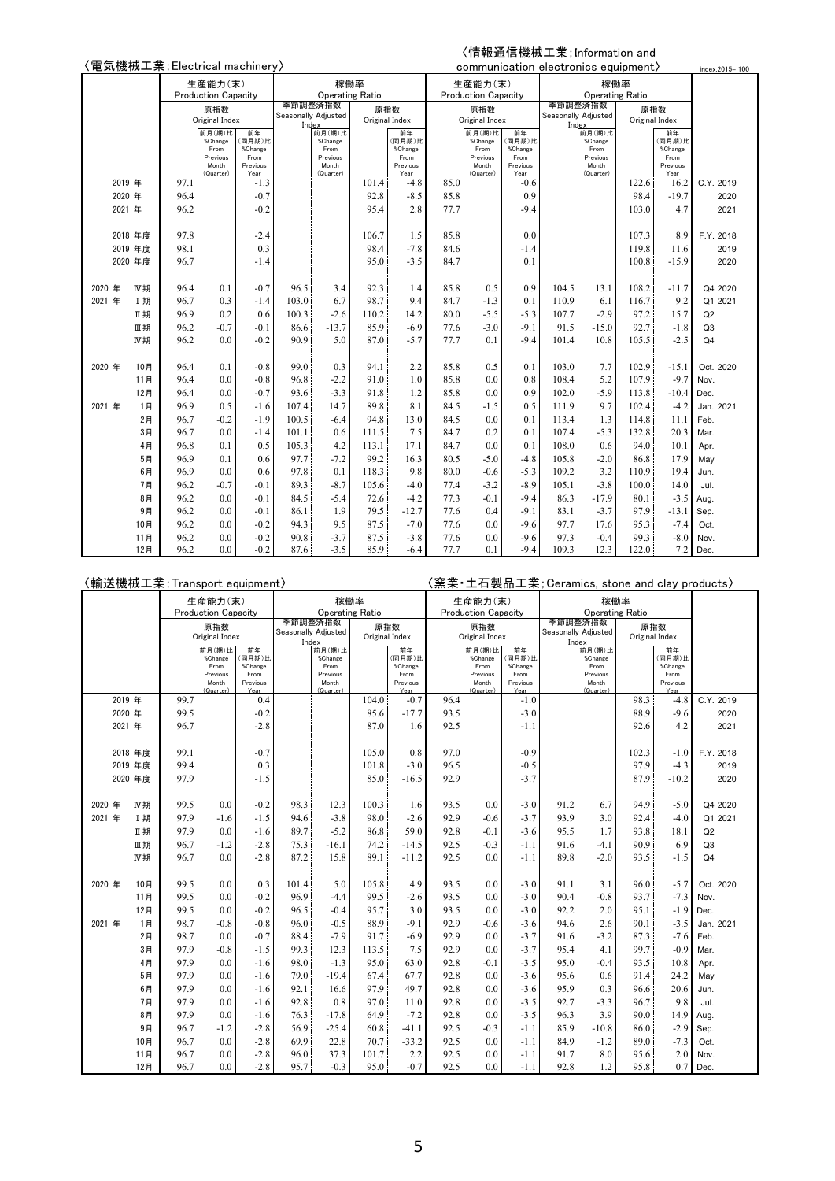index,2015= 100

## 〈電気機械工業;Electrical machinery〉 〈情報通信機械工業;Information and communication electronics equipment〉

| | 生産能力(末) Production Capacity 原指数 Original Index | 前月(期)比 %Change From Previous Month (Quarter) | 前年(同月期)比 %Change From Previous Year | 稼働率 Operating Ratio 季節調整済指数 Seasonally Adjusted Index | 前月(期)比 %Change From Previous Month (Quarter) | 原指数 Original Index | 前年(同月期)比 %Change From Previous Year | 生産能力(末) Production Capacity 原指数 Original Index | 前月(期)比 %Change From Previous Month (Quarter) | 前年(同月期)比 %Change From Previous Year | 稼働率 Operating Ratio 季節調整済指数 Seasonally Adjusted Index | 前月(期)比 %Change From Previous Month (Quarter) | 原指数 Original Index | 前年(同月期)比 %Change From Previous Year | |
|---|---|---|---|---|---|---|---|---|---|---|---|---|---|---|---|
| 2019 年 | 97.1 | | -1.3 | | | 101.4 | -4.8 | 85.0 | | -0.6 | | | 122.6 | 16.2 | C.Y. 2019 |
| 2020 年 | 96.4 | | -0.7 | | | 92.8 | -8.5 | 85.8 | | 0.9 | | | 98.4 | -19.7 | 2020 |
| 2021 年 | 96.2 | | -0.2 | | | 95.4 | 2.8 | 77.7 | | -9.4 | | | 103.0 | 4.7 | 2021 |
| 2018 年度 | 97.8 | | -2.4 | | | 106.7 | 1.5 | 85.8 | | 0.0 | | | 107.3 | 8.9 | F.Y. 2018 |
| 2019 年度 | 98.1 | | 0.3 | | | 98.4 | -7.8 | 84.6 | | -1.4 | | | 119.8 | 11.6 | 2019 |
| 2020 年度 | 96.7 | | -1.4 | | | 95.0 | -3.5 | 84.7 | | 0.1 | | | 100.8 | -15.9 | 2020 |
| 2020 年 Ⅳ期 | 96.4 | 0.1 | -0.7 | 96.5 | 3.4 | 92.3 | 1.4 | 85.8 | 0.5 | 0.9 | 104.5 | 13.1 | 108.2 | -11.7 | Q4 2020 |
| 2021 年 Ⅰ期 | 96.7 | 0.3 | -1.4 | 103.0 | 6.7 | 98.7 | 9.4 | 84.7 | -1.3 | 0.1 | 110.9 | 6.1 | 116.7 | 9.2 | Q1 2021 |
| Ⅱ期 | 96.9 | 0.2 | 0.6 | 100.3 | -2.6 | 110.2 | 14.2 | 80.0 | -5.5 | -5.3 | 107.7 | -2.9 | 97.2 | 15.7 | Q2 |
| Ⅲ期 | 96.2 | -0.7 | -0.1 | 86.6 | -13.7 | 85.9 | -6.9 | 77.6 | -3.0 | -9.1 | 91.5 | -15.0 | 92.7 | -1.8 | Q3 |
| Ⅳ期 | 96.2 | 0.0 | -0.2 | 90.9 | 5.0 | 87.0 | -5.7 | 77.7 | 0.1 | -9.4 | 101.4 | 10.8 | 105.5 | -2.5 | Q4 |
| 2020 年 10月 | 96.4 | 0.1 | -0.8 | 99.0 | 0.3 | 94.1 | 2.2 | 85.8 | 0.5 | 0.1 | 103.0 | 7.7 | 102.9 | -15.1 | Oct. 2020 |
| 11月 | 96.4 | 0.0 | -0.8 | 96.8 | -2.2 | 91.0 | 1.0 | 85.8 | 0.0 | 0.8 | 108.4 | 5.2 | 107.9 | -9.7 | Nov. |
| 12月 | 96.4 | 0.0 | -0.7 | 93.6 | -3.3 | 91.8 | 1.2 | 85.8 | 0.0 | 0.9 | 102.0 | -5.9 | 113.8 | -10.4 | Dec. |
| 2021 年 1月 | 96.9 | 0.5 | -1.6 | 107.4 | 14.7 | 89.8 | 8.1 | 84.5 | -1.5 | 0.5 | 111.9 | 9.7 | 102.4 | -4.2 | Jan. 2021 |
| 2月 | 96.7 | -0.2 | -1.9 | 100.5 | -6.4 | 94.8 | 13.0 | 84.5 | 0.0 | 0.1 | 113.4 | 1.3 | 114.8 | 11.1 | Feb. |
| 3月 | 96.7 | 0.0 | -1.4 | 101.1 | 0.6 | 111.5 | 7.5 | 84.7 | 0.2 | 0.1 | 107.4 | -5.3 | 132.8 | 20.3 | Mar. |
| 4月 | 96.8 | 0.1 | 0.5 | 105.3 | 4.2 | 113.1 | 17.1 | 84.7 | 0.0 | 0.1 | 108.0 | 0.6 | 94.0 | 10.1 | Apr. |
| 5月 | 96.9 | 0.1 | 0.6 | 97.7 | -7.2 | 99.2 | 16.3 | 80.5 | -5.0 | -4.8 | 105.8 | -2.0 | 86.8 | 17.9 | May |
| 6月 | 96.9 | 0.0 | 0.6 | 97.8 | 0.1 | 118.3 | 9.8 | 80.0 | -0.6 | -5.3 | 109.2 | 3.2 | 110.9 | 19.4 | Jun. |
| 7月 | 96.2 | -0.7 | -0.1 | 89.3 | -8.7 | 105.6 | -4.0 | 77.4 | -3.2 | -8.9 | 105.1 | -3.8 | 100.0 | 14.0 | Jul. |
| 8月 | 96.2 | 0.0 | -0.1 | 84.5 | -5.4 | 72.6 | -4.2 | 77.3 | -0.1 | -9.4 | 86.3 | -17.9 | 80.1 | -3.5 | Aug. |
| 9月 | 96.2 | 0.0 | -0.1 | 86.1 | 1.9 | 79.5 | -12.7 | 77.6 | 0.4 | -9.1 | 83.1 | -3.7 | 97.9 | -13.1 | Sep. |
| 10月 | 96.2 | 0.0 | -0.2 | 94.3 | 9.5 | 87.5 | -7.0 | 77.6 | 0.0 | -9.6 | 97.7 | 17.6 | 95.3 | -7.4 | Oct. |
| 11月 | 96.2 | 0.0 | -0.2 | 90.8 | -3.7 | 87.5 | -3.8 | 77.6 | 0.0 | -9.6 | 97.3 | -0.4 | 99.3 | -8.0 | Nov. |
| 12月 | 96.2 | 0.0 | -0.2 | 87.6 | -3.5 | 85.9 | -6.4 | 77.7 | 0.1 | -9.4 | 109.3 | 12.3 | 122.0 | 7.2 | Dec. |

## 〈輸送機械工業;Transport equipment〉 〈窯業・土石製品工業;Ceramics, stone and clay products〉

| | 生産能力(末) Production Capacity 原指数 Original Index | 前月(期)比 %Change From Previous Month (Quarter) | 前年(同月期)比 %Change From Previous Year | 稼働率 Operating Ratio 季節調整済指数 Seasonally Adjusted Index | 前月(期)比 %Change From Previous Month (Quarter) | 原指数 Original Index | 前年(同月期)比 %Change From Previous Year | 生産能力(末) Production Capacity 原指数 Original Index | 前月(期)比 %Change From Previous Month (Quarter) | 前年(同月期)比 %Change From Previous Year | 稼働率 Operating Ratio 季節調整済指数 Seasonally Adjusted Index | 前月(期)比 %Change From Previous Month (Quarter) | 原指数 Original Index | 前年(同月期)比 %Change From Previous Year | |
|---|---|---|---|---|---|---|---|---|---|---|---|---|---|---|---|
| 2019 年 | 99.7 | | 0.4 | | | 104.0 | -0.7 | 96.4 | | -1.0 | | | 98.3 | -4.8 | C.Y. 2019 |
| 2020 年 | 99.5 | | -0.2 | | | 85.6 | -17.7 | 93.5 | | -3.0 | | | 88.9 | -9.6 | 2020 |
| 2021 年 | 96.7 | | -2.8 | | | 87.0 | 1.6 | 92.5 | | -1.1 | | | 92.6 | 4.2 | 2021 |
| 2018 年度 | 99.1 | | -0.7 | | | 105.0 | 0.8 | 97.0 | | -0.9 | | | 102.3 | -1.0 | F.Y. 2018 |
| 2019 年度 | 99.4 | | 0.3 | | | 101.8 | -3.0 | 96.5 | | -0.5 | | | 97.9 | -4.3 | 2019 |
| 2020 年度 | 97.9 | | -1.5 | | | 85.0 | -16.5 | 92.9 | | -3.7 | | | 87.9 | -10.2 | 2020 |
| 2020 年 Ⅳ期 | 99.5 | 0.0 | -0.2 | 98.3 | 12.3 | 100.3 | 1.6 | 93.5 | 0.0 | -3.0 | 91.2 | 6.7 | 94.9 | -5.0 | Q4 2020 |
| 2021 年 Ⅰ期 | 97.9 | -1.6 | -1.5 | 94.6 | -3.8 | 98.0 | -2.6 | 92.9 | -0.6 | -3.7 | 93.9 | 3.0 | 92.4 | -4.0 | Q1 2021 |
| Ⅱ期 | 97.9 | 0.0 | -1.6 | 89.7 | -5.2 | 86.8 | 59.0 | 92.8 | -0.1 | -3.6 | 95.5 | 1.7 | 93.8 | 18.1 | Q2 |
| Ⅲ期 | 96.7 | -1.2 | -2.8 | 75.3 | -16.1 | 74.2 | -14.5 | 92.5 | -0.3 | -1.1 | 91.6 | -4.1 | 90.9 | 6.9 | Q3 |
| Ⅳ期 | 96.7 | 0.0 | -2.8 | 87.2 | 15.8 | 89.1 | -11.2 | 92.5 | 0.0 | -1.1 | 89.8 | -2.0 | 93.5 | -1.5 | Q4 |
| 2020 年 10月 | 99.5 | 0.0 | 0.3 | 101.4 | 5.0 | 105.8 | 4.9 | 93.5 | 0.0 | -3.0 | 91.1 | 3.1 | 96.0 | -5.7 | Oct. 2020 |
| 11月 | 99.5 | 0.0 | -0.2 | 96.9 | -4.4 | 99.5 | -2.6 | 93.5 | 0.0 | -3.0 | 90.4 | -0.8 | 93.7 | -7.3 | Nov. |
| 12月 | 99.5 | 0.0 | -0.2 | 96.5 | -0.4 | 95.7 | 3.0 | 93.5 | 0.0 | -3.0 | 92.2 | 2.0 | 95.1 | -1.9 | Dec. |
| 2021 年 1月 | 98.7 | -0.8 | -0.8 | 96.0 | -0.5 | 88.9 | -9.1 | 92.9 | -0.6 | -3.6 | 94.6 | 2.6 | 90.1 | -3.5 | Jan. 2021 |
| 2月 | 98.7 | 0.0 | -0.7 | 88.4 | -7.9 | 91.7 | -6.9 | 92.9 | 0.0 | -3.7 | 91.6 | -3.2 | 87.3 | -7.6 | Feb. |
| 3月 | 97.9 | -0.8 | -1.5 | 99.3 | 12.3 | 113.5 | 7.5 | 92.9 | 0.0 | -3.7 | 95.4 | 4.1 | 99.7 | -0.9 | Mar. |
| 4月 | 97.9 | 0.0 | -1.6 | 98.0 | -1.3 | 95.0 | 63.0 | 92.8 | -0.1 | -3.5 | 95.0 | -0.4 | 93.5 | 10.8 | Apr. |
| 5月 | 97.9 | 0.0 | -1.6 | 79.0 | -19.4 | 67.4 | 67.7 | 92.8 | 0.0 | -3.6 | 95.6 | 0.6 | 91.4 | 24.2 | May |
| 6月 | 97.9 | 0.0 | -1.6 | 92.1 | 16.6 | 97.9 | 49.7 | 92.8 | 0.0 | -3.6 | 95.9 | 0.3 | 96.6 | 20.6 | Jun. |
| 7月 | 97.9 | 0.0 | -1.6 | 92.8 | 0.8 | 97.0 | 11.0 | 92.8 | 0.0 | -3.5 | 92.7 | -3.3 | 96.7 | 9.8 | Jul. |
| 8月 | 97.9 | 0.0 | -1.6 | 76.3 | -17.8 | 64.9 | -7.2 | 92.8 | 0.0 | -3.5 | 96.3 | 3.9 | 90.0 | 14.9 | Aug. |
| 9月 | 96.7 | -1.2 | -2.8 | 56.9 | -25.4 | 60.8 | -41.1 | 92.5 | -0.3 | -1.1 | 85.9 | -10.8 | 86.0 | -2.9 | Sep. |
| 10月 | 96.7 | 0.0 | -2.8 | 69.9 | 22.8 | 70.7 | -33.2 | 92.5 | 0.0 | -1.1 | 84.9 | -1.2 | 89.0 | -7.3 | Oct. |
| 11月 | 96.7 | 0.0 | -2.8 | 96.0 | 37.3 | 101.7 | 2.2 | 92.5 | 0.0 | -1.1 | 91.7 | 8.0 | 95.6 | 2.0 | Nov. |
| 12月 | 96.7 | 0.0 | -2.8 | 95.7 | -0.3 | 95.0 | -0.7 | 92.5 | 0.0 | -1.1 | 92.8 | 1.2 | 95.8 | 0.7 | Dec. |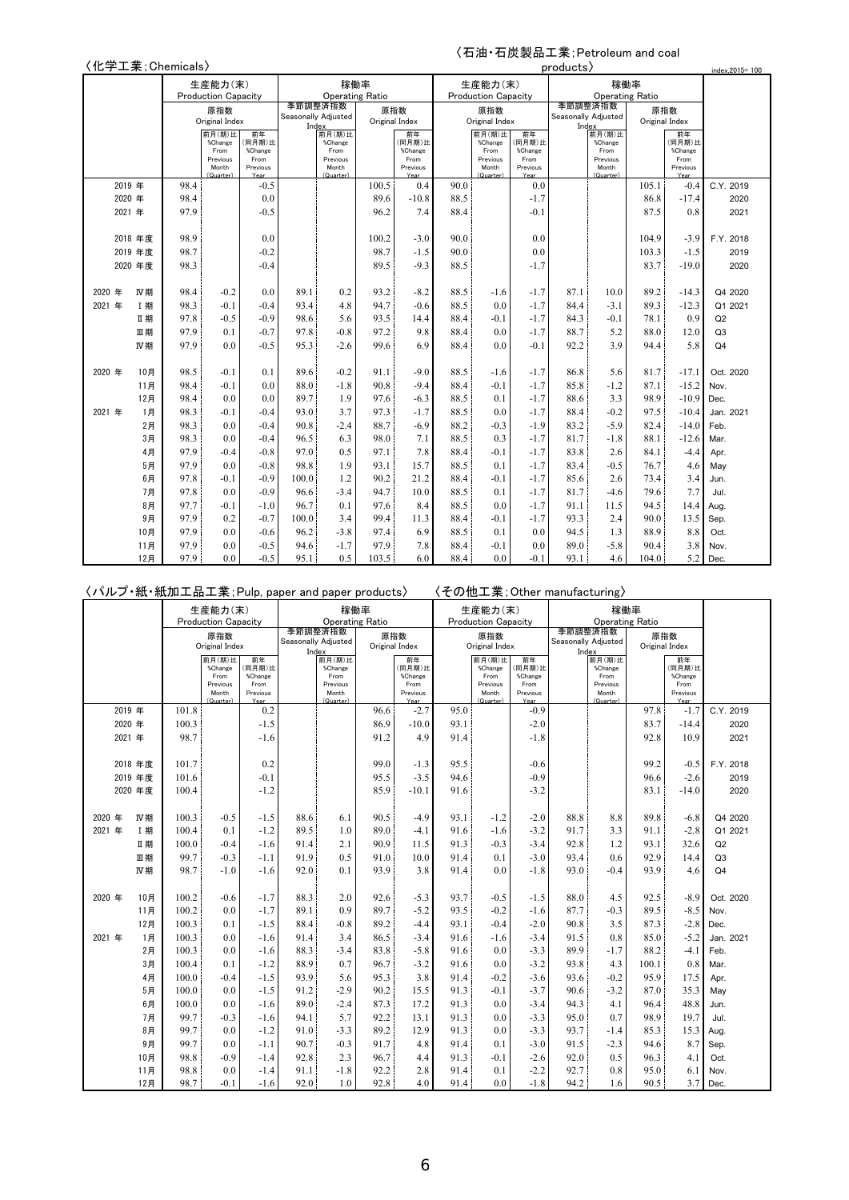index,2015= 100

〈化学工業;Chemicals〉 / 〈石油・石炭製品工業;Petroleum and coal products〉

| | 化学工業 生産能力(末) Production Capacity 原指数 Original Index | 前月(期)比 %Change From Previous Month (Quarter) | 前年(同月期)比 %Change From Previous Year | 化学工業 稼働率 Operating Ratio 季節調整済指数 Seasonally Adjusted Index | 前月(期)比 %Change From Previous Month (Quarter) | 原指数 Original Index | 前年(同月期)比 %Change From Previous Year | 石油・石炭製品工業 生産能力(末) Production Capacity 原指数 Original Index | 前月(期)比 %Change From Previous Month (Quarter) | 前年(同月期)比 %Change From Previous Year | 石油・石炭製品工業 稼働率 Operating Ratio 季節調整済指数 Seasonally Adjusted Index | 前月(期)比 %Change From Previous Month (Quarter) | 原指数 Original Index | 前年(同月期)比 %Change From Previous Year | |
|---|---|---|---|---|---|---|---|---|---|---|---|---|---|---|---|
| 2019 年 | 98.4 | | -0.5 | | | 100.5 | 0.4 | 90.0 | | 0.0 | | | 105.1 | -0.4 | C.Y. 2019 |
| 2020 年 | 98.4 | | 0.0 | | | 89.6 | -10.8 | 88.5 | | -1.7 | | | 86.8 | -17.4 | 2020 |
| 2021 年 | 97.9 | | -0.5 | | | 96.2 | 7.4 | 88.4 | | -0.1 | | | 87.5 | 0.8 | 2021 |
| 2018 年度 | 98.9 | | 0.0 | | | 100.2 | -3.0 | 90.0 | | 0.0 | | | 104.9 | -3.9 | F.Y. 2018 |
| 2019 年度 | 98.7 | | -0.2 | | | 98.7 | -1.5 | 90.0 | | 0.0 | | | 103.3 | -1.5 | 2019 |
| 2020 年度 | 98.3 | | -0.4 | | | 89.5 | -9.3 | 88.5 | | -1.7 | | | 83.7 | -19.0 | 2020 |
| 2020 年 Ⅳ期 | 98.4 | -0.2 | 0.0 | 89.1 | 0.2 | 93.2 | -8.2 | 88.5 | -1.6 | -1.7 | 87.1 | 10.0 | 89.2 | -14.3 | Q4 2020 |
| 2021 年 Ⅰ期 | 98.3 | -0.1 | -0.4 | 93.4 | 4.8 | 94.7 | -0.6 | 88.5 | 0.0 | -1.7 | 84.4 | -3.1 | 89.3 | -12.3 | Q1 2021 |
| Ⅱ期 | 97.8 | -0.5 | -0.9 | 98.6 | 5.6 | 93.5 | 14.4 | 88.4 | -0.1 | -1.7 | 84.3 | -0.1 | 78.1 | 0.9 | Q2 |
| Ⅲ期 | 97.9 | 0.1 | -0.7 | 97.8 | -0.8 | 97.2 | 9.8 | 88.4 | 0.0 | -1.7 | 88.7 | 5.2 | 88.0 | 12.0 | Q3 |
| Ⅳ期 | 97.9 | 0.0 | -0.5 | 95.3 | -2.6 | 99.6 | 6.9 | 88.4 | 0.0 | -0.1 | 92.2 | 3.9 | 94.4 | 5.8 | Q4 |
| 2020 年 10月 | 98.5 | -0.1 | 0.1 | 89.6 | -0.2 | 91.1 | -9.0 | 88.5 | -1.6 | -1.7 | 86.8 | 5.6 | 81.7 | -17.1 | Oct. 2020 |
| 11月 | 98.4 | -0.1 | 0.0 | 88.0 | -1.8 | 90.8 | -9.4 | 88.4 | -0.1 | -1.7 | 85.8 | -1.2 | 87.1 | -15.2 | Nov. |
| 12月 | 98.4 | 0.0 | 0.0 | 89.7 | 1.9 | 97.6 | -6.3 | 88.5 | 0.1 | -1.7 | 88.6 | 3.3 | 98.9 | -10.9 | Dec. |
| 2021 年 1月 | 98.3 | -0.1 | -0.4 | 93.0 | 3.7 | 97.3 | -1.7 | 88.5 | 0.0 | -1.7 | 88.4 | -0.2 | 97.5 | -10.4 | Jan. 2021 |
| 2月 | 98.3 | 0.0 | -0.4 | 90.8 | -2.4 | 88.7 | -6.9 | 88.2 | -0.3 | -1.9 | 83.2 | -5.9 | 82.4 | -14.0 | Feb. |
| 3月 | 98.3 | 0.0 | -0.4 | 96.5 | 6.3 | 98.0 | 7.1 | 88.5 | 0.3 | -1.7 | 81.7 | -1.8 | 88.1 | -12.6 | Mar. |
| 4月 | 97.9 | -0.4 | -0.8 | 97.0 | 0.5 | 97.1 | 7.8 | 88.4 | -0.1 | -1.7 | 83.8 | 2.6 | 84.1 | -4.4 | Apr. |
| 5月 | 97.9 | 0.0 | -0.8 | 98.8 | 1.9 | 93.1 | 15.7 | 88.5 | 0.1 | -1.7 | 83.4 | -0.5 | 76.7 | 4.6 | May |
| 6月 | 97.8 | -0.1 | -0.9 | 100.0 | 1.2 | 90.2 | 21.2 | 88.4 | -0.1 | -1.7 | 85.6 | 2.6 | 73.4 | 3.4 | Jun. |
| 7月 | 97.8 | 0.0 | -0.9 | 96.6 | -3.4 | 94.7 | 10.0 | 88.5 | 0.1 | -1.7 | 81.7 | -4.6 | 79.6 | 7.7 | Jul. |
| 8月 | 97.7 | -0.1 | -1.0 | 96.7 | 0.1 | 97.6 | 8.4 | 88.5 | 0.0 | -1.7 | 91.1 | 11.5 | 94.5 | 14.4 | Aug. |
| 9月 | 97.9 | 0.2 | -0.7 | 100.0 | 3.4 | 99.4 | 11.3 | 88.4 | -0.1 | -1.7 | 93.3 | 2.4 | 90.0 | 13.5 | Sep. |
| 10月 | 97.9 | 0.0 | -0.6 | 96.2 | -3.8 | 97.4 | 6.9 | 88.5 | 0.1 | 0.0 | 94.5 | 1.3 | 88.9 | 8.8 | Oct. |
| 11月 | 97.9 | 0.0 | -0.5 | 94.6 | -1.7 | 97.9 | 7.8 | 88.4 | -0.1 | 0.0 | 89.0 | -5.8 | 90.4 | 3.8 | Nov. |
| 12月 | 97.9 | 0.0 | -0.5 | 95.1 | 0.5 | 103.5 | 6.0 | 88.4 | 0.0 | -0.1 | 93.1 | 4.6 | 104.0 | 5.2 | Dec. |

〈パルプ・紙・紙加工品工業;Pulp, paper and paper products〉 / 〈その他工業;Other manufacturing〉

| | パルプ・紙・紙加工品工業 生産能力(末) Production Capacity 原指数 Original Index | 前月(期)比 %Change From Previous Month (Quarter) | 前年(同月期)比 %Change From Previous Year | パルプ・紙・紙加工品工業 稼働率 Operating Ratio 季節調整済指数 Seasonally Adjusted Index | 前月(期)比 %Change From Previous Month (Quarter) | 原指数 Original Index | 前年(同月期)比 %Change From Previous Year | その他工業 生産能力(末) Production Capacity 原指数 Original Index | 前月(期)比 %Change From Previous Month (Quarter) | 前年(同月期)比 %Change From Previous Year | その他工業 稼働率 Operating Ratio 季節調整済指数 Seasonally Adjusted Index | 前月(期)比 %Change From Previous Month (Quarter) | 原指数 Original Index | 前年(同月期)比 %Change From Previous Year | |
|---|---|---|---|---|---|---|---|---|---|---|---|---|---|---|---|
| 2019 年 | 101.8 | | 0.2 | | | 96.6 | -2.7 | 95.0 | | -0.9 | | | 97.8 | -1.7 | C.Y. 2019 |
| 2020 年 | 100.3 | | -1.5 | | | 86.9 | -10.0 | 93.1 | | -2.0 | | | 83.7 | -14.4 | 2020 |
| 2021 年 | 98.7 | | -1.6 | | | 91.2 | 4.9 | 91.4 | | -1.8 | | | 92.8 | 10.9 | 2021 |
| 2018 年度 | 101.7 | | 0.2 | | | 99.0 | -1.3 | 95.5 | | -0.6 | | | 99.2 | -0.5 | F.Y. 2018 |
| 2019 年度 | 101.6 | | -0.1 | | | 95.5 | -3.5 | 94.6 | | -0.9 | | | 96.6 | -2.6 | 2019 |
| 2020 年度 | 100.4 | | -1.2 | | | 85.9 | -10.1 | 91.6 | | -3.2 | | | 83.1 | -14.0 | 2020 |
| 2020 年 Ⅳ期 | 100.3 | -0.5 | -1.5 | 88.6 | 6.1 | 90.5 | -4.9 | 93.1 | -1.2 | -2.0 | 88.8 | 8.8 | 89.8 | -6.8 | Q4 2020 |
| 2021 年 Ⅰ期 | 100.4 | 0.1 | -1.2 | 89.5 | 1.0 | 89.0 | -4.1 | 91.6 | -1.6 | -3.2 | 91.7 | 3.3 | 91.1 | -2.8 | Q1 2021 |
| Ⅱ期 | 100.0 | -0.4 | -1.6 | 91.4 | 2.1 | 90.9 | 11.5 | 91.3 | -0.3 | -3.4 | 92.8 | 1.2 | 93.1 | 32.6 | Q2 |
| Ⅲ期 | 99.7 | -0.3 | -1.1 | 91.9 | 0.5 | 91.0 | 10.0 | 91.4 | 0.1 | -3.0 | 93.4 | 0.6 | 92.9 | 14.4 | Q3 |
| Ⅳ期 | 98.7 | -1.0 | -1.6 | 92.0 | 0.1 | 93.9 | 3.8 | 91.4 | 0.0 | -1.8 | 93.0 | -0.4 | 93.9 | 4.6 | Q4 |
| 2020 年 10月 | 100.2 | -0.6 | -1.7 | 88.3 | 2.0 | 92.6 | -5.3 | 93.7 | -0.5 | -1.5 | 88.0 | 4.5 | 92.5 | -8.9 | Oct. 2020 |
| 11月 | 100.2 | 0.0 | -1.7 | 89.1 | 0.9 | 89.7 | -5.2 | 93.5 | -0.2 | -1.6 | 87.7 | -0.3 | 89.5 | -8.5 | Nov. |
| 12月 | 100.3 | 0.1 | -1.5 | 88.4 | -0.8 | 89.2 | -4.4 | 93.1 | -0.4 | -2.0 | 90.8 | 3.5 | 87.3 | -2.8 | Dec. |
| 2021 年 1月 | 100.3 | 0.0 | -1.6 | 91.4 | 3.4 | 86.5 | -3.4 | 91.6 | -1.6 | -3.4 | 91.5 | 0.8 | 85.0 | -5.2 | Jan. 2021 |
| 2月 | 100.3 | 0.0 | -1.6 | 88.3 | -3.4 | 83.8 | -5.8 | 91.6 | 0.0 | -3.3 | 89.9 | -1.7 | 88.2 | -4.1 | Feb. |
| 3月 | 100.4 | 0.1 | -1.2 | 88.9 | 0.7 | 96.7 | -3.2 | 91.6 | 0.0 | -3.2 | 93.8 | 4.3 | 100.1 | 0.8 | Mar. |
| 4月 | 100.0 | -0.4 | -1.5 | 93.9 | 5.6 | 95.3 | 3.8 | 91.4 | -0.2 | -3.6 | 93.6 | -0.2 | 95.9 | 17.5 | Apr. |
| 5月 | 100.0 | 0.0 | -1.5 | 91.2 | -2.9 | 90.2 | 15.5 | 91.3 | -0.1 | -3.7 | 90.6 | -3.2 | 87.0 | 35.3 | May |
| 6月 | 100.0 | 0.0 | -1.6 | 89.0 | -2.4 | 87.3 | 17.2 | 91.3 | 0.0 | -3.4 | 94.3 | 4.1 | 96.4 | 48.8 | Jun. |
| 7月 | 99.7 | -0.3 | -1.6 | 94.1 | 5.7 | 92.2 | 13.1 | 91.3 | 0.0 | -3.3 | 95.0 | 0.7 | 98.9 | 19.7 | Jul. |
| 8月 | 99.7 | 0.0 | -1.2 | 91.0 | -3.3 | 89.2 | 12.9 | 91.3 | 0.0 | -3.3 | 93.7 | -1.4 | 85.3 | 15.3 | Aug. |
| 9月 | 99.7 | 0.0 | -1.1 | 90.7 | -0.3 | 91.7 | 4.8 | 91.4 | 0.1 | -3.0 | 91.5 | -2.3 | 94.6 | 8.7 | Sep. |
| 10月 | 98.8 | -0.9 | -1.4 | 92.8 | 2.3 | 96.7 | 4.4 | 91.3 | -0.1 | -2.6 | 92.0 | 0.5 | 96.3 | 4.1 | Oct. |
| 11月 | 98.8 | 0.0 | -1.4 | 91.1 | -1.8 | 92.2 | 2.8 | 91.4 | 0.1 | -2.2 | 92.7 | 0.8 | 95.0 | 6.1 | Nov. |
| 12月 | 98.7 | -0.1 | -1.6 | 92.0 | 1.0 | 92.8 | 4.0 | 91.4 | 0.0 | -1.8 | 94.2 | 1.6 | 90.5 | 3.7 | Dec. |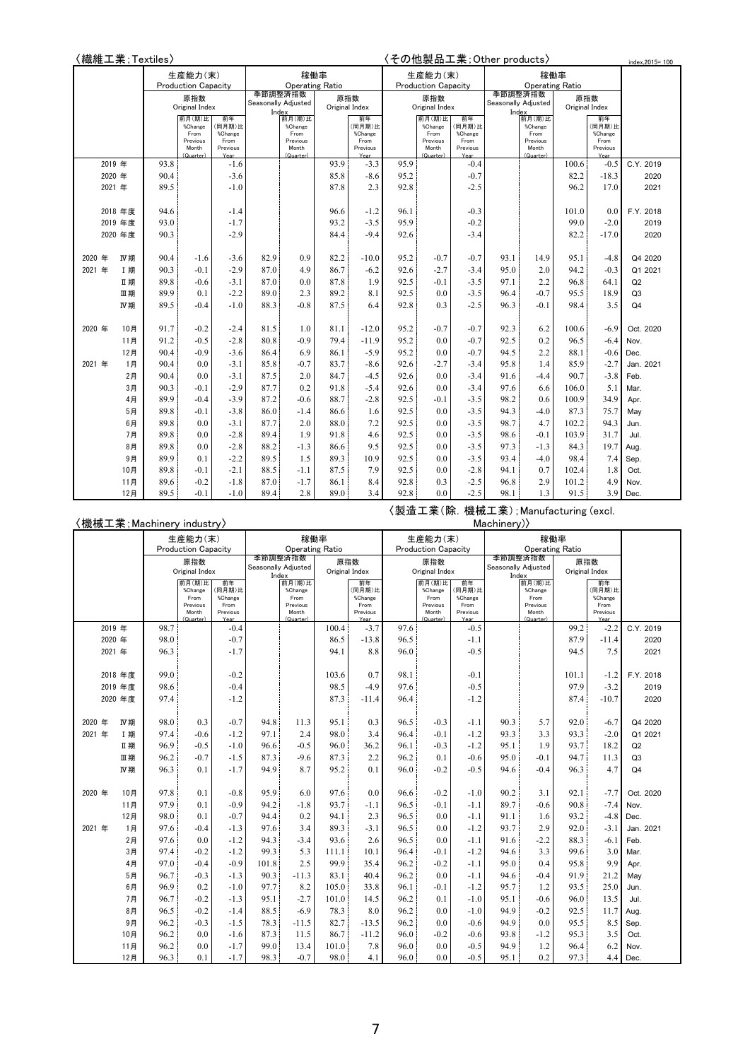index,2015= 100

## 〈繊維工業;Textiles〉 / 〈その他製品工業;Other products〉

| | 繊維工業 生産能力(末) Production Capacity 原指数 Original Index | 前月(期)比 %Change From Previous Month (Quarter) | 前年(同月期)比 %Change From Previous Year | 稼働率 Operating Ratio 季節調整済指数 Seasonally Adjusted Index | 前月(期)比 %Change From Previous Month (Quarter) | 原指数 Original Index | 前年(同月期)比 %Change From Previous Year | その他製品工業 生産能力(末) Production Capacity 原指数 Original Index | 前月(期)比 %Change From Previous Month (Quarter) | 前年(同月期)比 %Change From Previous Year | 稼働率 Operating Ratio 季節調整済指数 Seasonally Adjusted Index | 前月(期)比 %Change From Previous Month (Quarter) | 原指数 Original Index | 前年(同月期)比 %Change From Previous Year | |
|---|---|---|---|---|---|---|---|---|---|---|---|---|---|---|---|
| 2019 年 | 93.8 | | -1.6 | | | 93.9 | -3.3 | 95.9 | | -0.4 | | | 100.6 | -0.5 | C.Y. 2019 |
| 2020 年 | 90.4 | | -3.6 | | | 85.8 | -8.6 | 95.2 | | -0.7 | | | 82.2 | -18.3 | 2020 |
| 2021 年 | 89.5 | | -1.0 | | | 87.8 | 2.3 | 92.8 | | -2.5 | | | 96.2 | 17.0 | 2021 |
| 2018 年度 | 94.6 | | -1.4 | | | 96.6 | -1.2 | 96.1 | | -0.3 | | | 101.0 | 0.0 | F.Y. 2018 |
| 2019 年度 | 93.0 | | -1.7 | | | 93.2 | -3.5 | 95.9 | | -0.2 | | | 99.0 | -2.0 | 2019 |
| 2020 年度 | 90.3 | | -2.9 | | | 84.4 | -9.4 | 92.6 | | -3.4 | | | 82.2 | -17.0 | 2020 |
| 2020 年 Ⅳ期 | 90.4 | -1.6 | -3.6 | 82.9 | 0.9 | 82.2 | -10.0 | 95.2 | -0.7 | -0.7 | 93.1 | 14.9 | 95.1 | -4.8 | Q4 2020 |
| 2021 年 Ⅰ期 | 90.3 | -0.1 | -2.9 | 87.0 | 4.9 | 86.7 | -6.2 | 92.6 | -2.7 | -3.4 | 95.0 | 2.0 | 94.2 | -0.3 | Q1 2021 |
| Ⅱ期 | 89.8 | -0.6 | -3.1 | 87.0 | 0.0 | 87.8 | 1.9 | 92.5 | -0.1 | -3.5 | 97.1 | 2.2 | 96.8 | 64.1 | Q2 |
| Ⅲ期 | 89.9 | 0.1 | -2.2 | 89.0 | 2.3 | 89.2 | 8.1 | 92.5 | 0.0 | -3.5 | 96.4 | -0.7 | 95.5 | 18.9 | Q3 |
| Ⅳ期 | 89.5 | -0.4 | -1.0 | 88.3 | -0.8 | 87.5 | 6.4 | 92.8 | 0.3 | -2.5 | 96.3 | -0.1 | 98.4 | 3.5 | Q4 |
| 2020 年 10月 | 91.7 | -0.2 | -2.4 | 81.5 | 1.0 | 81.1 | -12.0 | 95.2 | -0.7 | -0.7 | 92.3 | 6.2 | 100.6 | -6.9 | Oct. 2020 |
| 11月 | 91.2 | -0.5 | -2.8 | 80.8 | -0.9 | 79.4 | -11.9 | 95.2 | 0.0 | -0.7 | 92.5 | 0.2 | 96.5 | -6.4 | Nov. |
| 12月 | 90.4 | -0.9 | -3.6 | 86.4 | 6.9 | 86.1 | -5.9 | 95.2 | 0.0 | -0.7 | 94.5 | 2.2 | 88.1 | -0.6 | Dec. |
| 2021 年 1月 | 90.4 | 0.0 | -3.1 | 85.8 | -0.7 | 83.7 | -8.6 | 92.6 | -2.7 | -3.4 | 95.8 | 1.4 | 85.9 | -2.7 | Jan. 2021 |
| 2月 | 90.4 | 0.0 | -3.1 | 87.5 | 2.0 | 84.7 | -4.5 | 92.6 | 0.0 | -3.4 | 91.6 | -4.4 | 90.7 | -3.8 | Feb. |
| 3月 | 90.3 | -0.1 | -2.9 | 87.7 | 0.2 | 91.8 | -5.4 | 92.6 | 0.0 | -3.4 | 97.6 | 6.6 | 106.0 | 5.1 | Mar. |
| 4月 | 89.9 | -0.4 | -3.9 | 87.2 | -0.6 | 88.7 | -2.8 | 92.5 | -0.1 | -3.5 | 98.2 | 0.6 | 100.9 | 34.9 | Apr. |
| 5月 | 89.8 | -0.1 | -3.8 | 86.0 | -1.4 | 86.6 | 1.6 | 92.5 | 0.0 | -3.5 | 94.3 | -4.0 | 87.3 | 75.7 | May |
| 6月 | 89.8 | 0.0 | -3.1 | 87.7 | 2.0 | 88.0 | 7.2 | 92.5 | 0.0 | -3.5 | 98.7 | 4.7 | 102.2 | 94.3 | Jun. |
| 7月 | 89.8 | 0.0 | -2.8 | 89.4 | 1.9 | 91.8 | 4.6 | 92.5 | 0.0 | -3.5 | 98.6 | -0.1 | 103.9 | 31.7 | Jul. |
| 8月 | 89.8 | 0.0 | -2.8 | 88.2 | -1.3 | 86.6 | 9.5 | 92.5 | 0.0 | -3.5 | 97.3 | -1.3 | 84.3 | 19.7 | Aug. |
| 9月 | 89.9 | 0.1 | -2.2 | 89.5 | 1.5 | 89.3 | 10.9 | 92.5 | 0.0 | -3.5 | 93.4 | -4.0 | 98.4 | 7.4 | Sep. |
| 10月 | 89.8 | -0.1 | -2.1 | 88.5 | -1.1 | 87.5 | 7.9 | 92.5 | 0.0 | -2.8 | 94.1 | 0.7 | 102.4 | 1.8 | Oct. |
| 11月 | 89.6 | -0.2 | -1.8 | 87.0 | -1.7 | 86.1 | 8.4 | 92.8 | 0.3 | -2.5 | 96.8 | 2.9 | 101.2 | 4.9 | Nov. |
| 12月 | 89.5 | -0.1 | -1.0 | 89.4 | 2.8 | 89.0 | 3.4 | 92.8 | 0.0 | -2.5 | 98.1 | 1.3 | 91.5 | 3.9 | Dec. |

## 〈機械工業;Machinery industry〉 / 〈製造工業(除. 機械工業);Manufacturing (excl. Machinery)〉

| | 機械工業 生産能力(末) Production Capacity 原指数 Original Index | 前月(期)比 %Change From Previous Month (Quarter) | 前年(同月期)比 %Change From Previous Year | 稼働率 Operating Ratio 季節調整済指数 Seasonally Adjusted Index | 前月(期)比 %Change From Previous Month (Quarter) | 原指数 Original Index | 前年(同月期)比 %Change From Previous Year | 製造工業(除. 機械工業) 生産能力(末) Production Capacity 原指数 Original Index | 前月(期)比 %Change From Previous Month (Quarter) | 前年(同月期)比 %Change From Previous Year | 稼働率 Operating Ratio 季節調整済指数 Seasonally Adjusted Index | 前月(期)比 %Change From Previous Month (Quarter) | 原指数 Original Index | 前年(同月期)比 %Change From Previous Year | |
|---|---|---|---|---|---|---|---|---|---|---|---|---|---|---|---|
| 2019 年 | 98.7 | | -0.4 | | | 100.4 | -3.7 | 97.6 | | -0.5 | | | 99.2 | -2.2 | C.Y. 2019 |
| 2020 年 | 98.0 | | -0.7 | | | 86.5 | -13.8 | 96.5 | | -1.1 | | | 87.9 | -11.4 | 2020 |
| 2021 年 | 96.3 | | -1.7 | | | 94.1 | 8.8 | 96.0 | | -0.5 | | | 94.5 | 7.5 | 2021 |
| 2018 年度 | 99.0 | | -0.2 | | | 103.6 | 0.7 | 98.1 | | -0.1 | | | 101.1 | -1.2 | F.Y. 2018 |
| 2019 年度 | 98.6 | | -0.4 | | | 98.5 | -4.9 | 97.6 | | -0.5 | | | 97.9 | -3.2 | 2019 |
| 2020 年度 | 97.4 | | -1.2 | | | 87.3 | -11.4 | 96.4 | | -1.2 | | | 87.4 | -10.7 | 2020 |
| 2020 年 Ⅳ期 | 98.0 | 0.3 | -0.7 | 94.8 | 11.3 | 95.1 | 0.3 | 96.5 | -0.3 | -1.1 | 90.3 | 5.7 | 92.0 | -6.7 | Q4 2020 |
| 2021 年 Ⅰ期 | 97.4 | -0.6 | -1.2 | 97.1 | 2.4 | 98.0 | 3.4 | 96.4 | -0.1 | -1.2 | 93.3 | 3.3 | 93.3 | -2.0 | Q1 2021 |
| Ⅱ期 | 96.9 | -0.5 | -1.0 | 96.6 | -0.5 | 96.0 | 36.2 | 96.1 | -0.3 | -1.2 | 95.1 | 1.9 | 93.7 | 18.2 | Q2 |
| Ⅲ期 | 96.2 | -0.7 | -1.5 | 87.3 | -9.6 | 87.3 | 2.2 | 96.2 | 0.1 | -0.6 | 95.0 | -0.1 | 94.7 | 11.3 | Q3 |
| Ⅳ期 | 96.3 | 0.1 | -1.7 | 94.9 | 8.7 | 95.2 | 0.1 | 96.0 | -0.2 | -0.5 | 94.6 | -0.4 | 96.3 | 4.7 | Q4 |
| 2020 年 10月 | 97.8 | 0.1 | -0.8 | 95.9 | 6.0 | 97.6 | 0.0 | 96.6 | -0.2 | -1.0 | 90.2 | 3.1 | 92.1 | -7.7 | Oct. 2020 |
| 11月 | 97.9 | 0.1 | -0.9 | 94.2 | -1.8 | 93.7 | -1.1 | 96.5 | -0.1 | -1.1 | 89.7 | -0.6 | 90.8 | -7.4 | Nov. |
| 12月 | 98.0 | 0.1 | -0.7 | 94.4 | 0.2 | 94.1 | 2.3 | 96.5 | 0.0 | -1.1 | 91.1 | 1.6 | 93.2 | -4.8 | Dec. |
| 2021 年 1月 | 97.6 | -0.4 | -1.3 | 97.6 | 3.4 | 89.3 | -3.1 | 96.5 | 0.0 | -1.2 | 93.7 | 2.9 | 92.0 | -3.1 | Jan. 2021 |
| 2月 | 97.6 | 0.0 | -1.2 | 94.3 | -3.4 | 93.6 | 2.6 | 96.5 | 0.0 | -1.1 | 91.6 | -2.2 | 88.3 | -6.1 | Feb. |
| 3月 | 97.4 | -0.2 | -1.2 | 99.3 | 5.3 | 111.1 | 10.1 | 96.4 | -0.1 | -1.2 | 94.6 | 3.3 | 99.6 | 3.0 | Mar. |
| 4月 | 97.0 | -0.4 | -0.9 | 101.8 | 2.5 | 99.9 | 35.4 | 96.2 | -0.2 | -1.1 | 95.0 | 0.4 | 95.8 | 9.9 | Apr. |
| 5月 | 96.7 | -0.3 | -1.3 | 90.3 | -11.3 | 83.1 | 40.4 | 96.2 | 0.0 | -1.1 | 94.6 | -0.4 | 91.9 | 21.2 | May |
| 6月 | 96.9 | 0.2 | -1.0 | 97.7 | 8.2 | 105.0 | 33.8 | 96.1 | -0.1 | -1.2 | 95.7 | 1.2 | 93.5 | 25.0 | Jun. |
| 7月 | 96.7 | -0.2 | -1.3 | 95.1 | -2.7 | 101.0 | 14.5 | 96.2 | 0.1 | -1.0 | 95.1 | -0.6 | 96.0 | 13.5 | Jul. |
| 8月 | 96.5 | -0.2 | -1.4 | 88.5 | -6.9 | 78.3 | 8.0 | 96.2 | 0.0 | -1.0 | 94.9 | -0.2 | 92.5 | 11.7 | Aug. |
| 9月 | 96.2 | -0.3 | -1.5 | 78.3 | -11.5 | 82.7 | -13.5 | 96.2 | 0.0 | -0.6 | 94.9 | 0.0 | 95.5 | 8.5 | Sep. |
| 10月 | 96.2 | 0.0 | -1.6 | 87.3 | 11.5 | 86.7 | -11.2 | 96.0 | -0.2 | -0.6 | 93.8 | -1.2 | 95.3 | 3.5 | Oct. |
| 11月 | 96.2 | 0.0 | -1.7 | 99.0 | 13.4 | 101.0 | 7.8 | 96.0 | 0.0 | -0.5 | 94.9 | 1.2 | 96.4 | 6.2 | Nov. |
| 12月 | 96.3 | 0.1 | -1.7 | 98.3 | -0.7 | 98.0 | 4.1 | 96.0 | 0.0 | -0.5 | 95.1 | 0.2 | 97.3 | 4.4 | Dec. |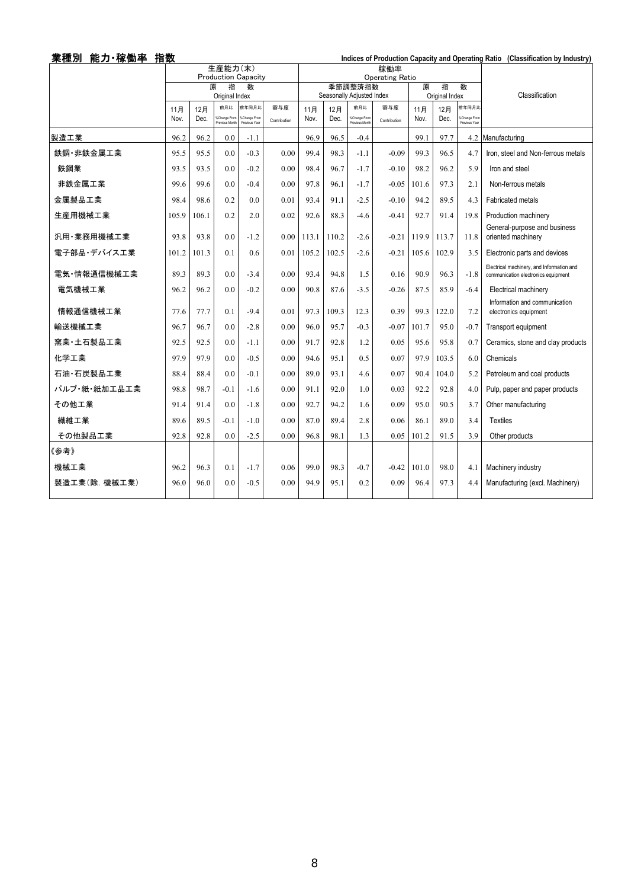## 業種別 能力・稼働率 指数

Indices of Production Capacity and Operating Ratio (Classification by Industry)

| | 生産能力(末) Production Capacity | | | | | 稼働率 Operating Ratio | | | | | | | Classification |
|---|---|---|---|---|---|---|---|---|---|---|---|---|---|
| | 原指数 Original Index | | | | | 季節調整済指数 Seasonally Adjusted Index | | | | 原指数 Original Index | | | |
| | 11月 Nov. | 12月 Dec. | 前月比 %Change From Previous Month | 前年同月比 %Change From Previous Year | 寄与度 Contribution | 11月 Nov. | 12月 Dec. | 前月比 %Change From Previous Month | 寄与度 Contribution | 11月 Nov. | 12月 Dec. | 前年同月比 %Change From Previous Year | |
| 製造工業 | 96.2 | 96.2 | 0.0 | -1.1 | | 96.9 | 96.5 | -0.4 | | 99.1 | 97.7 | 4.2 | Manufacturing |
| 鉄鋼・非鉄金属工業 | 95.5 | 95.5 | 0.0 | -0.3 | 0.00 | 99.4 | 98.3 | -1.1 | -0.09 | 99.3 | 96.5 | 4.7 | Iron, steel and Non-ferrous metals |
| 鉄鋼業 | 93.5 | 93.5 | 0.0 | -0.2 | 0.00 | 98.4 | 96.7 | -1.7 | -0.10 | 98.2 | 96.2 | 5.9 | Iron and steel |
| 非鉄金属工業 | 99.6 | 99.6 | 0.0 | -0.4 | 0.00 | 97.8 | 96.1 | -1.7 | -0.05 | 101.6 | 97.3 | 2.1 | Non-ferrous metals |
| 金属製品工業 | 98.4 | 98.6 | 0.2 | 0.0 | 0.01 | 93.4 | 91.1 | -2.5 | -0.10 | 94.2 | 89.5 | 4.3 | Fabricated metals |
| 生産用機械工業 | 105.9 | 106.1 | 0.2 | 2.0 | 0.02 | 92.6 | 88.3 | -4.6 | -0.41 | 92.7 | 91.4 | 19.8 | Production machinery |
| 汎用・業務用機械工業 | 93.8 | 93.8 | 0.0 | -1.2 | 0.00 | 113.1 | 110.2 | -2.6 | -0.21 | 119.9 | 113.7 | 11.8 | General-purpose and business oriented machinery |
| 電子部品・デバイス工業 | 101.2 | 101.3 | 0.1 | 0.6 | 0.01 | 105.2 | 102.5 | -2.6 | -0.21 | 105.6 | 102.9 | 3.5 | Electronic parts and devices |
| 電気・情報通信機械工業 | 89.3 | 89.3 | 0.0 | -3.4 | 0.00 | 93.4 | 94.8 | 1.5 | 0.16 | 90.9 | 96.3 | -1.8 | Electrical machinery, and Information and communication electronics equipment |
| 電気機械工業 | 96.2 | 96.2 | 0.0 | -0.2 | 0.00 | 90.8 | 87.6 | -3.5 | -0.26 | 87.5 | 85.9 | -6.4 | Electrical machinery |
| 情報通信機械工業 | 77.6 | 77.7 | 0.1 | -9.4 | 0.01 | 97.3 | 109.3 | 12.3 | 0.39 | 99.3 | 122.0 | 7.2 | Information and communication electronics equipment |
| 輸送機械工業 | 96.7 | 96.7 | 0.0 | -2.8 | 0.00 | 96.0 | 95.7 | -0.3 | -0.07 | 101.7 | 95.0 | -0.7 | Transport equipment |
| 窯業・土石製品工業 | 92.5 | 92.5 | 0.0 | -1.1 | 0.00 | 91.7 | 92.8 | 1.2 | 0.05 | 95.6 | 95.8 | 0.7 | Ceramics, stone and clay products |
| 化学工業 | 97.9 | 97.9 | 0.0 | -0.5 | 0.00 | 94.6 | 95.1 | 0.5 | 0.07 | 97.9 | 103.5 | 6.0 | Chemicals |
| 石油・石炭製品工業 | 88.4 | 88.4 | 0.0 | -0.1 | 0.00 | 89.0 | 93.1 | 4.6 | 0.07 | 90.4 | 104.0 | 5.2 | Petroleum and coal products |
| パルプ・紙・紙加工品工業 | 98.8 | 98.7 | -0.1 | -1.6 | 0.00 | 91.1 | 92.0 | 1.0 | 0.03 | 92.2 | 92.8 | 4.0 | Pulp, paper and paper products |
| その他工業 | 91.4 | 91.4 | 0.0 | -1.8 | 0.00 | 92.7 | 94.2 | 1.6 | 0.09 | 95.0 | 90.5 | 3.7 | Other manufacturing |
| 繊維工業 | 89.6 | 89.5 | -0.1 | -1.0 | 0.00 | 87.0 | 89.4 | 2.8 | 0.06 | 86.1 | 89.0 | 3.4 | Textiles |
| その他製品工業 | 92.8 | 92.8 | 0.0 | -2.5 | 0.00 | 96.8 | 98.1 | 1.3 | 0.05 | 101.2 | 91.5 | 3.9 | Other products |
| 《参考》 | | | | | | | | | | | | | |
| 機械工業 | 96.2 | 96.3 | 0.1 | -1.7 | 0.06 | 99.0 | 98.3 | -0.7 | -0.42 | 101.0 | 98.0 | 4.1 | Machinery industry |
| 製造工業(除. 機械工業) | 96.0 | 96.0 | 0.0 | -0.5 | 0.00 | 94.9 | 95.1 | 0.2 | 0.09 | 96.4 | 97.3 | 4.4 | Manufacturing (excl. Machinery) |